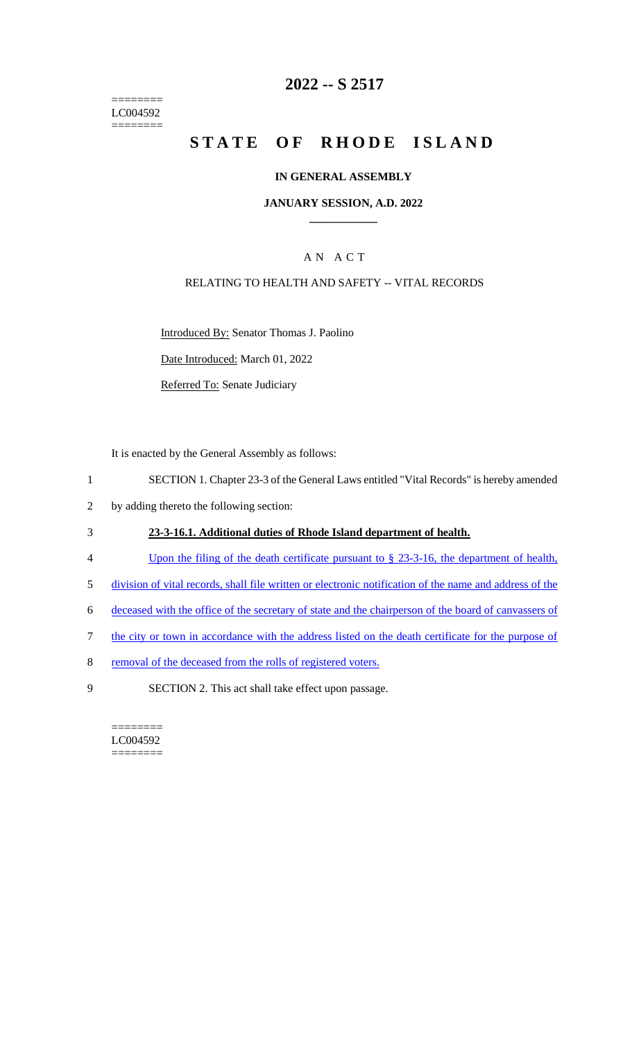========
LC004592
========

# 2022 -- S 2517

# STATE OF RHODE ISLAND

## IN GENERAL ASSEMBLY

### JANUARY SESSION, A.D. 2022

____________

A N A C T

RELATING TO HEALTH AND SAFETY -- VITAL RECORDS

Introduced By: Senator Thomas J. Paolino

Date Introduced: March 01, 2022

Referred To: Senate Judiciary

It is enacted by the General Assembly as follows:

1 SECTION 1. Chapter 23-3 of the General Laws entitled "Vital Records" is hereby amended
2 by adding thereto the following section:

3 **23-3-16.1. Additional duties of Rhode Island department of health.**

4 Upon the filing of the death certificate pursuant to § 23-3-16, the department of health,
5 division of vital records, shall file written or electronic notification of the name and address of the
6 deceased with the office of the secretary of state and the chairperson of the board of canvassers of
7 the city or town in accordance with the address listed on the death certificate for the purpose of
8 removal of the deceased from the rolls of registered voters.

9 SECTION 2. This act shall take effect upon passage.

========
LC004592
========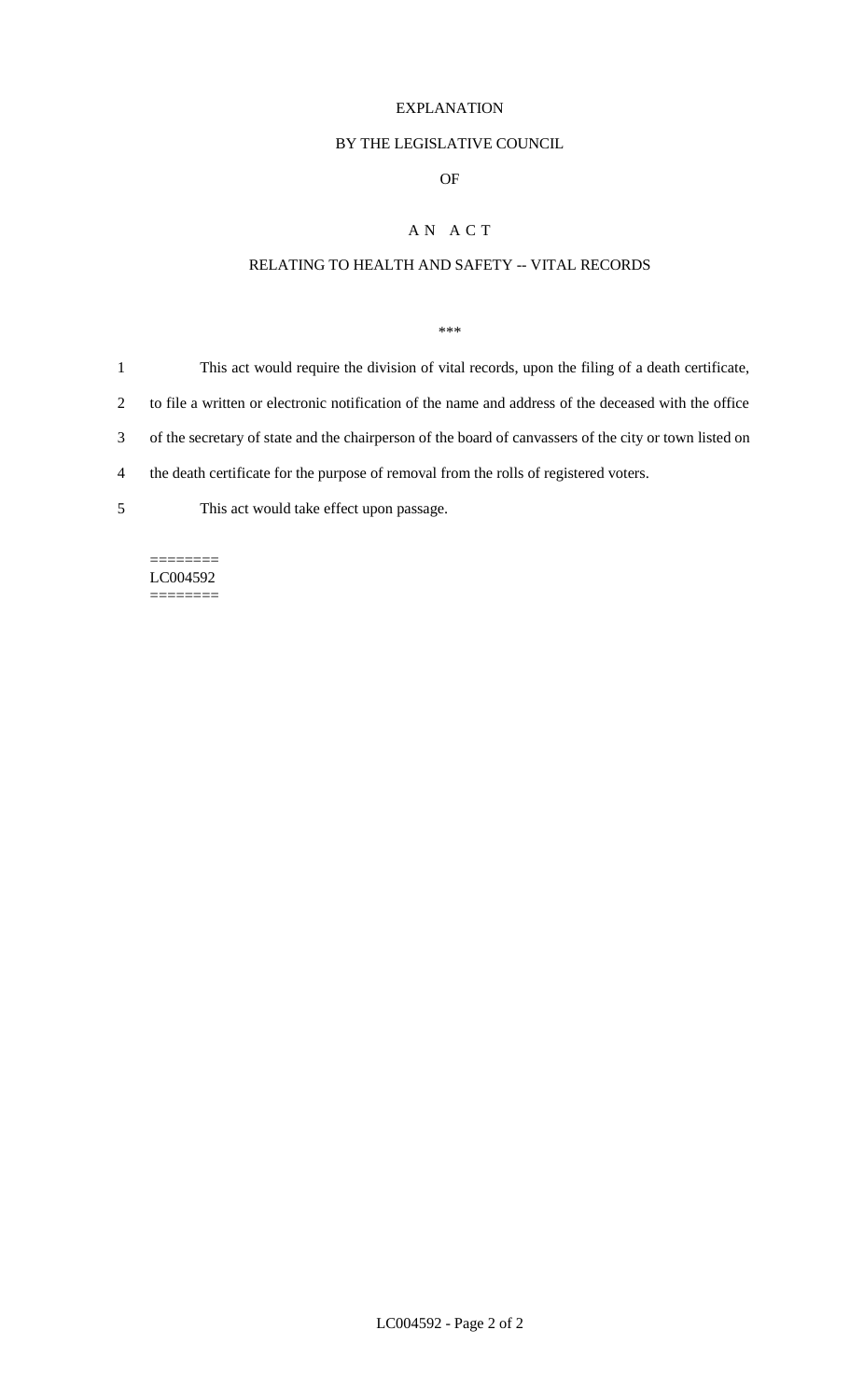EXPLANATION

BY THE LEGISLATIVE COUNCIL

OF

A N  A C T

RELATING TO HEALTH AND SAFETY -- VITAL RECORDS

\*\*\*

This act would require the division of vital records, upon the filing of a death certificate, to file a written or electronic notification of the name and address of the deceased with the office of the secretary of state and the chairperson of the board of canvassers of the city or town listed on the death certificate for the purpose of removal from the rolls of registered voters.

This act would take effect upon passage.

========
LC004592
========